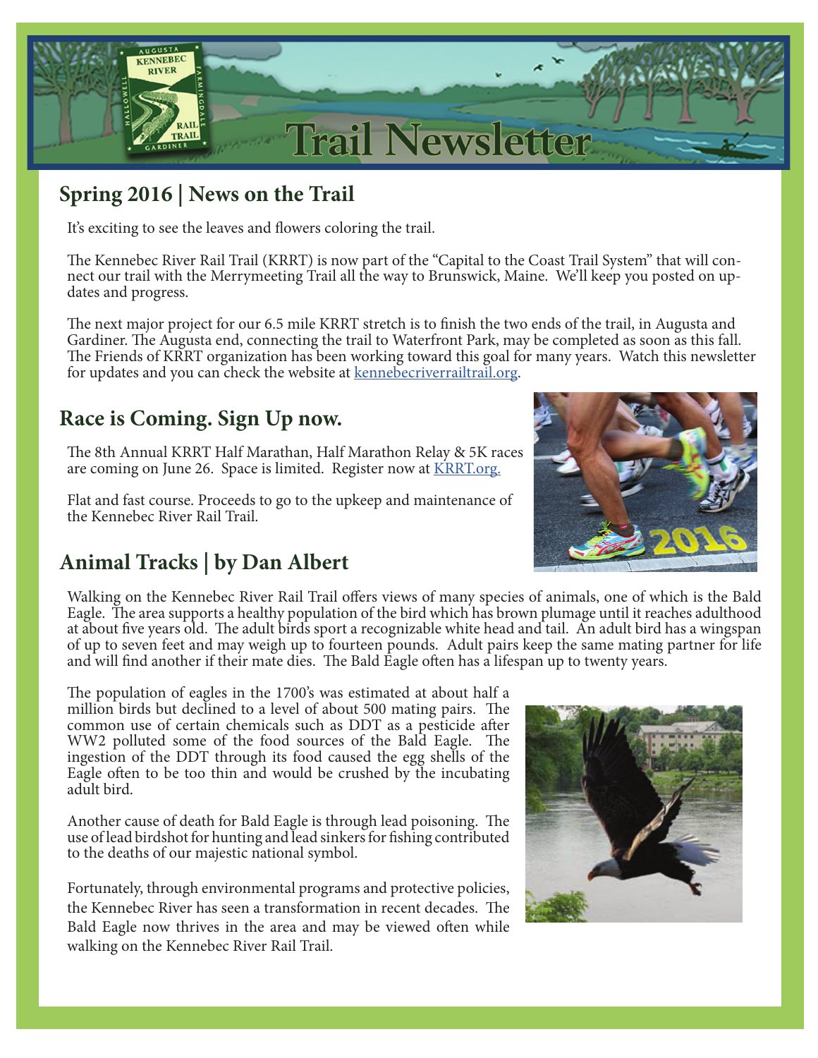# Trail Newsletter

## Spring 2016 | News on the Trail

It's exciting to see the leaves and flowers coloring the trail.

The Kennebec River Rail Trail (KRRT) is now part of the "Capital to the Coast Trail System" that will connect our trail with the Merrymeeting Trail all the way to Brunswick, Maine. We'll keep you posted on updates and progress.

The next major project for our 6.5 mile KRRT stretch is to finish the two ends of the trail, in Augusta and Gardiner. The Augusta end, connecting the trail to Waterfront Park, may be completed as soon as this fall. The Friends of KRRT organization has been working toward this goal for many years. Watch this newsletter for updates and you can check the website at kennebecriverrailtrail.org.

## Race is Coming. Sign Up now.

The 8th Annual KRRT Half Marathan, Half Marathon Relay & 5K races are coming on June 26. Space is limited. Register now at KRRT.org.

Flat and fast course. Proceeds to go to the upkeep and maintenance of the Kennebec River Rail Trail.

## Animal Tracks | by Dan Albert

Walking on the Kennebec River Rail Trail offers views of many species of animals, one of which is the Bald Eagle. The area supports a healthy population of the bird which has brown plumage until it reaches adulthood at about five years old. The adult birds sport a recognizable white head and tail. An adult bird has a wingspan of up to seven feet and may weigh up to fourteen pounds. Adult pairs keep the same mating partner for life and will find another if their mate dies. The Bald Eagle often has a lifespan up to twenty years.

The population of eagles in the 1700's was estimated at about half a million birds but declined to a level of about 500 mating pairs. The common use of certain chemicals such as DDT as a pesticide after WW2 polluted some of the food sources of the Bald Eagle. The ingestion of the DDT through its food caused the egg shells of the Eagle often to be too thin and would be crushed by the incubating adult bird.

Another cause of death for Bald Eagle is through lead poisoning. The use of lead birdshot for hunting and lead sinkers for fishing contributed to the deaths of our majestic national symbol.

Fortunately, through environmental programs and protective policies, the Kennebec River has seen a transformation in recent decades. The Bald Eagle now thrives in the area and may be viewed often while walking on the Kennebec River Rail Trail.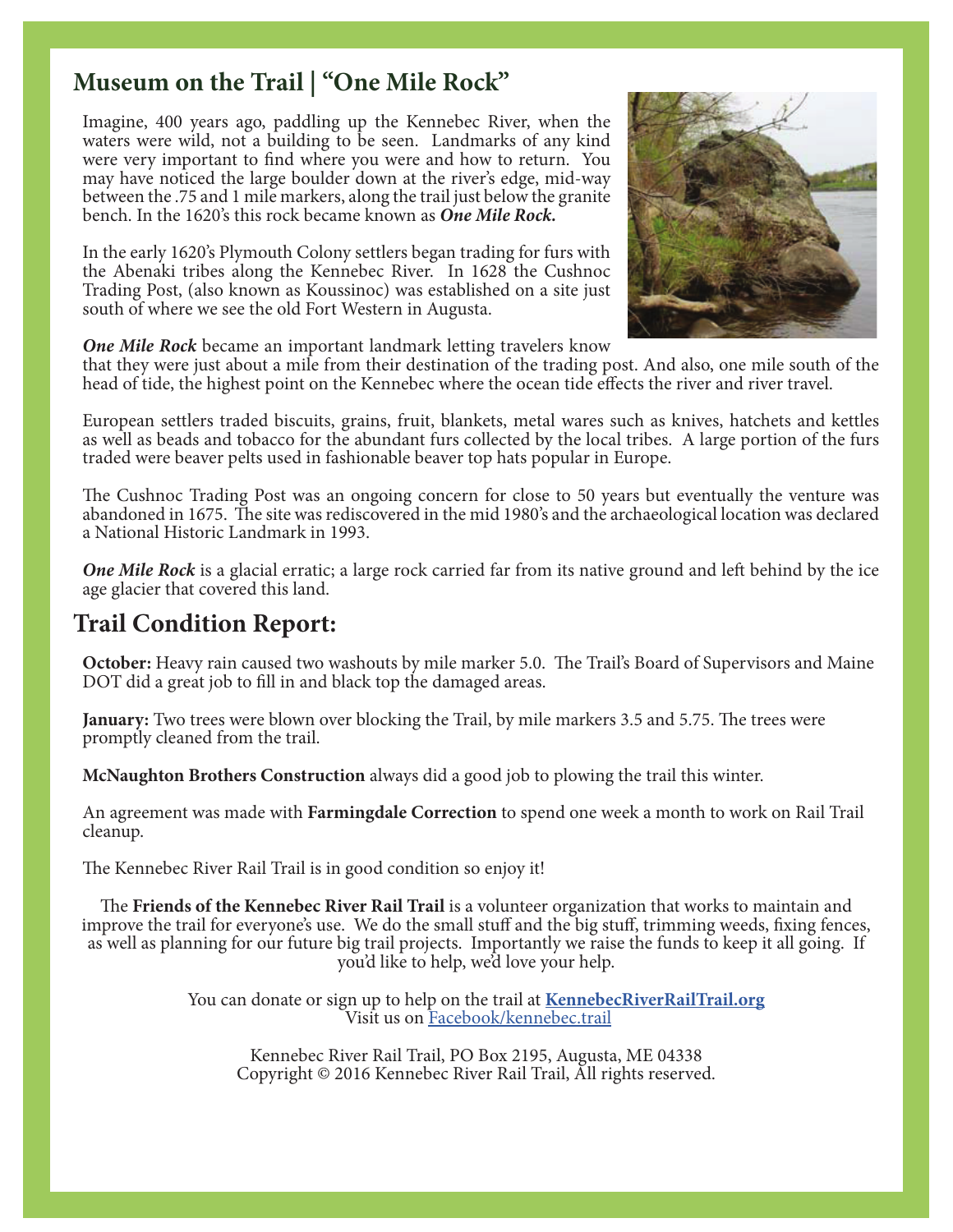## Museum on the Trail | "One Mile Rock"

Imagine, 400 years ago, paddling up the Kennebec River, when the waters were wild, not a building to be seen. Landmarks of any kind were very important to find where you were and how to return. You may have noticed the large boulder down at the river's edge, mid-way between the .75 and 1 mile markers, along the trail just below the granite bench. In the 1620's this rock became known as ***One Mile Rock.***

In the early 1620's Plymouth Colony settlers began trading for furs with the Abenaki tribes along the Kennebec River. In 1628 the Cushnoc Trading Post, (also known as Koussinoc) was established on a site just south of where we see the old Fort Western in Augusta.

***One Mile Rock*** became an important landmark letting travelers know that they were just about a mile from their destination of the trading post. And also, one mile south of the head of tide, the highest point on the Kennebec where the ocean tide effects the river and river travel.

European settlers traded biscuits, grains, fruit, blankets, metal wares such as knives, hatchets and kettles as well as beads and tobacco for the abundant furs collected by the local tribes. A large portion of the furs traded were beaver pelts used in fashionable beaver top hats popular in Europe.

The Cushnoc Trading Post was an ongoing concern for close to 50 years but eventually the venture was abandoned in 1675. The site was rediscovered in the mid 1980's and the archaeological location was declared a National Historic Landmark in 1993.

***One Mile Rock*** is a glacial erratic; a large rock carried far from its native ground and left behind by the ice age glacier that covered this land.

## Trail Condition Report:

**October:** Heavy rain caused two washouts by mile marker 5.0. The Trail's Board of Supervisors and Maine DOT did a great job to fill in and black top the damaged areas.

**January:** Two trees were blown over blocking the Trail, by mile markers 3.5 and 5.75. The trees were promptly cleaned from the trail.

**McNaughton Brothers Construction** always did a good job to plowing the trail this winter.

An agreement was made with **Farmingdale Correction** to spend one week a month to work on Rail Trail cleanup.

The Kennebec River Rail Trail is in good condition so enjoy it!

The **Friends of the Kennebec River Rail Trail** is a volunteer organization that works to maintain and improve the trail for everyone's use. We do the small stuff and the big stuff, trimming weeds, fixing fences, as well as planning for our future big trail projects. Importantly we raise the funds to keep it all going. If you'd like to help, we'd love your help.

You can donate or sign up to help on the trail at **KennebecRiverRailTrail.org**
Visit us on Facebook/kennebec.trail

Kennebec River Rail Trail, PO Box 2195, Augusta, ME 04338
Copyright © 2016 Kennebec River Rail Trail, All rights reserved.